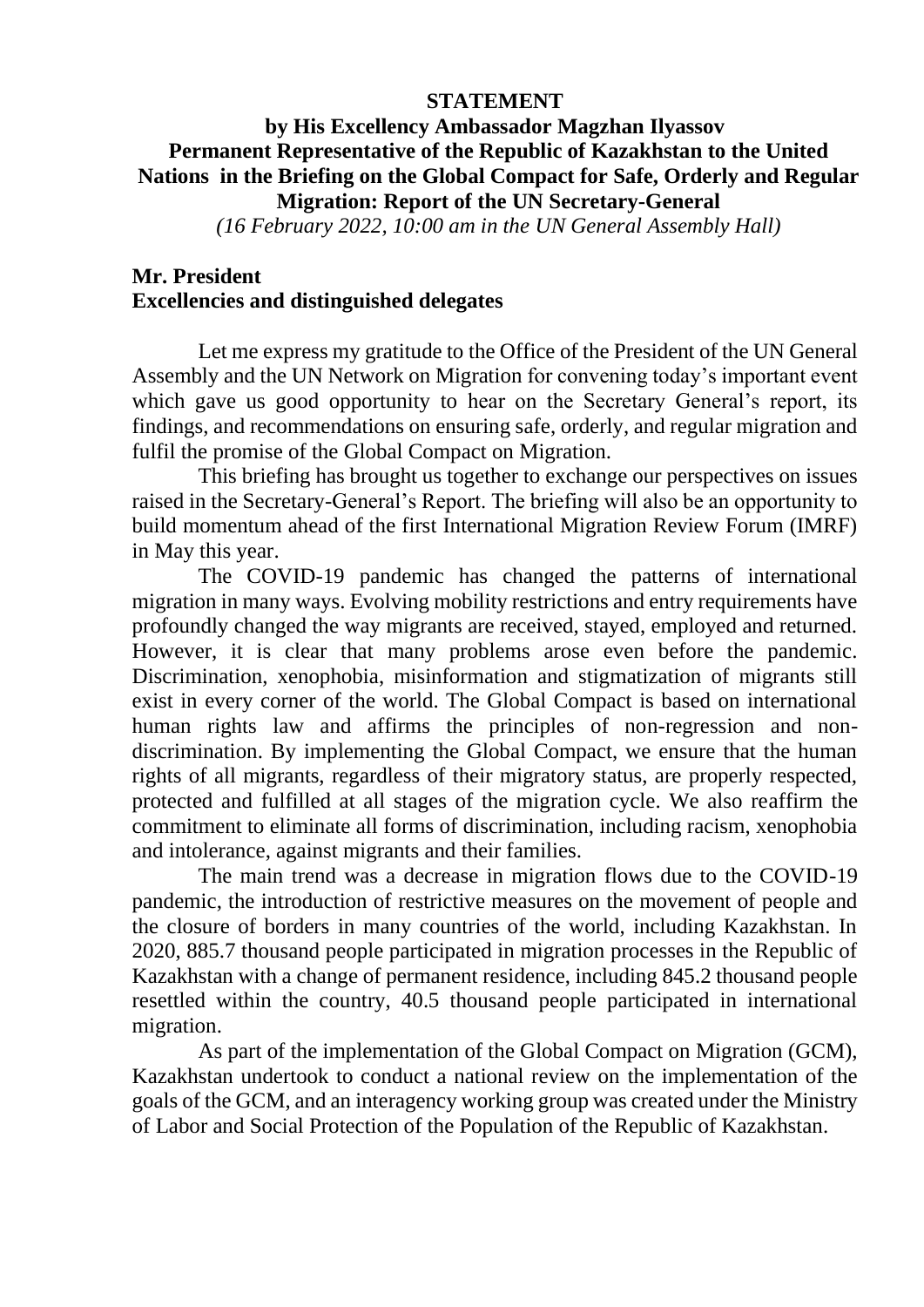**STATEMENT**

**by His Excellency Ambassador Magzhan Ilyassov Permanent Representative of the Republic of Kazakhstan to the United Nations in the Briefing on the Global Compact for Safe, Orderly and Regular Migration: Report of the UN Secretary-General**

*(16 February 2022, 10:00 am in the UN General Assembly Hall)*

**Mr. President**
**Excellencies and distinguished delegates**

Let me express my gratitude to the Office of the President of the UN General Assembly and the UN Network on Migration for convening today's important event which gave us good opportunity to hear on the Secretary General's report, its findings, and recommendations on ensuring safe, orderly, and regular migration and fulfil the promise of the Global Compact on Migration.

This briefing has brought us together to exchange our perspectives on issues raised in the Secretary-General's Report. The briefing will also be an opportunity to build momentum ahead of the first International Migration Review Forum (IMRF) in May this year.

The COVID-19 pandemic has changed the patterns of international migration in many ways. Evolving mobility restrictions and entry requirements have profoundly changed the way migrants are received, stayed, employed and returned. However, it is clear that many problems arose even before the pandemic. Discrimination, xenophobia, misinformation and stigmatization of migrants still exist in every corner of the world. The Global Compact is based on international human rights law and affirms the principles of non-regression and non-discrimination. By implementing the Global Compact, we ensure that the human rights of all migrants, regardless of their migratory status, are properly respected, protected and fulfilled at all stages of the migration cycle. We also reaffirm the commitment to eliminate all forms of discrimination, including racism, xenophobia and intolerance, against migrants and their families.

The main trend was a decrease in migration flows due to the COVID-19 pandemic, the introduction of restrictive measures on the movement of people and the closure of borders in many countries of the world, including Kazakhstan. In 2020, 885.7 thousand people participated in migration processes in the Republic of Kazakhstan with a change of permanent residence, including 845.2 thousand people resettled within the country, 40.5 thousand people participated in international migration.

As part of the implementation of the Global Compact on Migration (GCM), Kazakhstan undertook to conduct a national review on the implementation of the goals of the GCM, and an interagency working group was created under the Ministry of Labor and Social Protection of the Population of the Republic of Kazakhstan.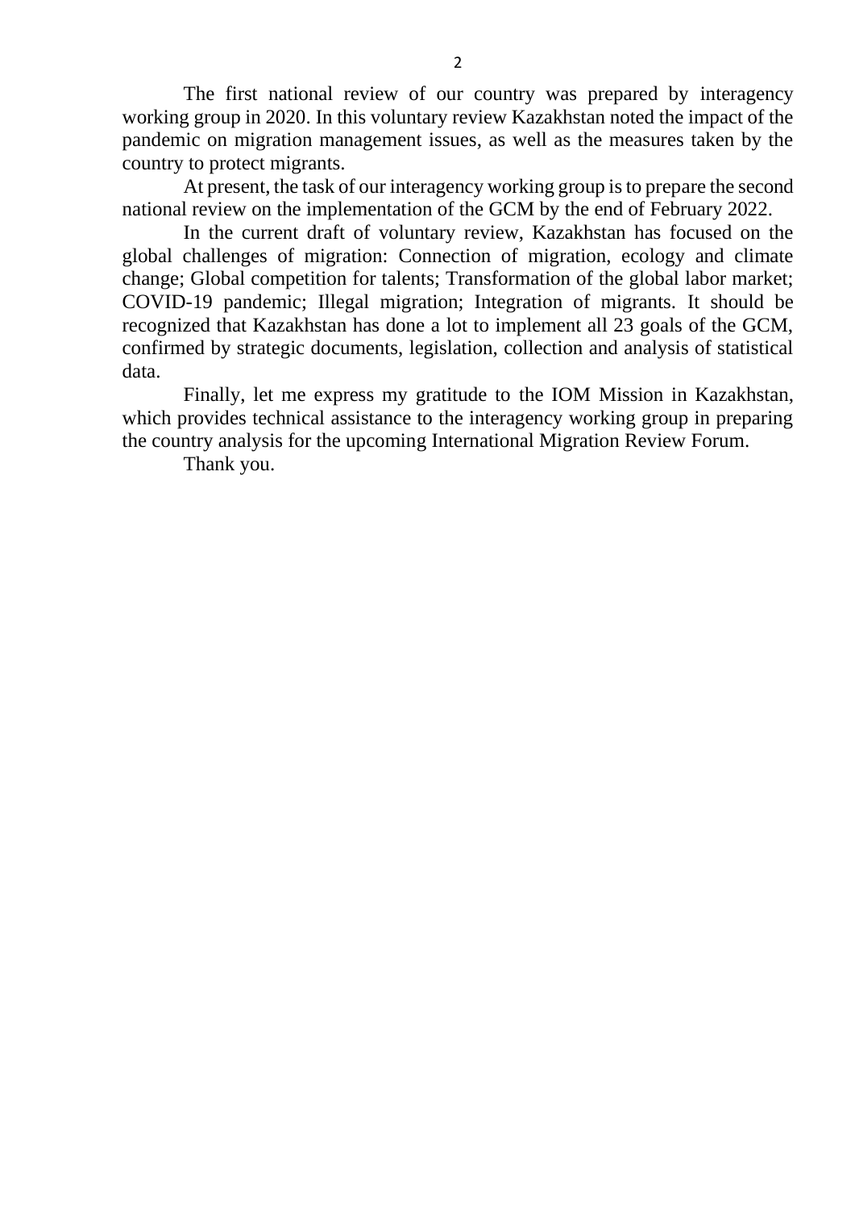The first national review of our country was prepared by interagency working group in 2020. In this voluntary review Kazakhstan noted the impact of the pandemic on migration management issues, as well as the measures taken by the country to protect migrants.

At present, the task of our interagency working group is to prepare the second national review on the implementation of the GCM by the end of February 2022.

In the current draft of voluntary review, Kazakhstan has focused on the global challenges of migration: Connection of migration, ecology and climate change; Global competition for talents; Transformation of the global labor market; COVID-19 pandemic; Illegal migration; Integration of migrants. It should be recognized that Kazakhstan has done a lot to implement all 23 goals of the GCM, confirmed by strategic documents, legislation, collection and analysis of statistical data.

Finally, let me express my gratitude to the IOM Mission in Kazakhstan, which provides technical assistance to the interagency working group in preparing the country analysis for the upcoming International Migration Review Forum.

Thank you.